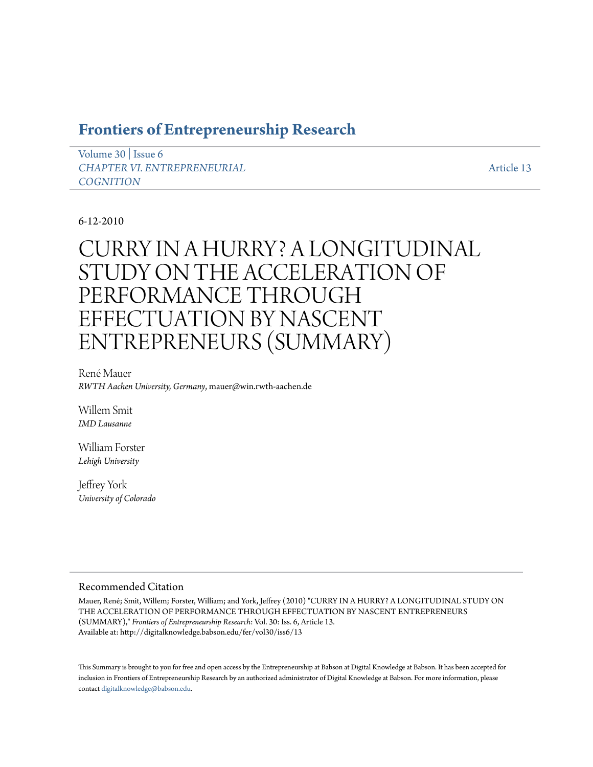# Frontiers of Entrepreneurship Research

Volume 30 | Issue 6
*CHAPTER VI. ENTREPRENEURIAL COGNITION*

Article 13

6-12-2010

# CURRY IN A HURRY? A LONGITUDINAL STUDY ON THE ACCELERATION OF PERFORMANCE THROUGH EFFECTUATION BY NASCENT ENTREPRENEURS (SUMMARY)

René Mauer
*RWTH Aachen University, Germany*, mauer@win.rwth-aachen.de

Willem Smit
*IMD Lausanne*

William Forster
*Lehigh University*

Jeffrey York
*University of Colorado*

## Recommended Citation

Mauer, René; Smit, Willem; Forster, William; and York, Jeffrey (2010) "CURRY IN A HURRY? A LONGITUDINAL STUDY ON THE ACCELERATION OF PERFORMANCE THROUGH EFFECTUATION BY NASCENT ENTREPRENEURS (SUMMARY)," *Frontiers of Entrepreneurship Research*: Vol. 30: Iss. 6, Article 13.
Available at: http://digitalknowledge.babson.edu/fer/vol30/iss6/13

This Summary is brought to you for free and open access by the Entrepreneurship at Babson at Digital Knowledge at Babson. It has been accepted for inclusion in Frontiers of Entrepreneurship Research by an authorized administrator of Digital Knowledge at Babson. For more information, please contact digitalknowledge@babson.edu.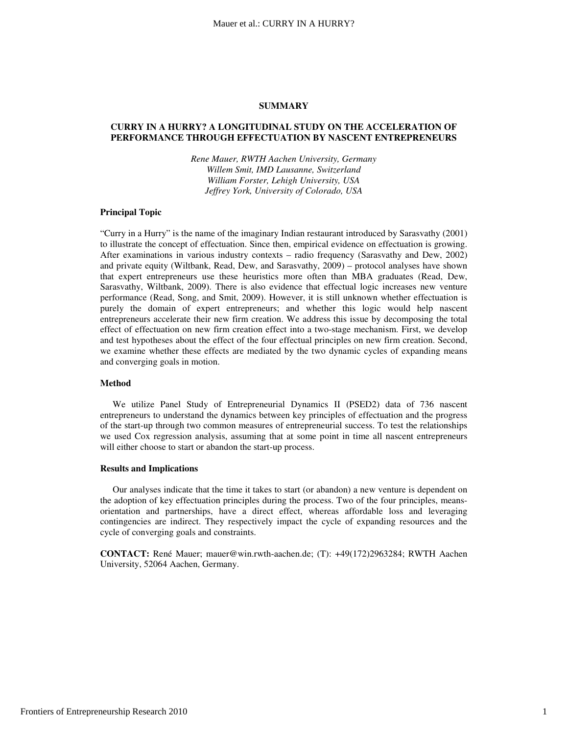## SUMMARY

## CURRY IN A HURRY? A LONGITUDINAL STUDY ON THE ACCELERATION OF PERFORMANCE THROUGH EFFECTUATION BY NASCENT ENTREPRENEURS

*Rene Mauer, RWTH Aachen University, Germany*
*Willem Smit, IMD Lausanne, Switzerland*
*William Forster, Lehigh University, USA*
*Jeffrey York, University of Colorado, USA*

### Principal Topic

"Curry in a Hurry" is the name of the imaginary Indian restaurant introduced by Sarasvathy (2001) to illustrate the concept of effectuation. Since then, empirical evidence on effectuation is growing. After examinations in various industry contexts – radio frequency (Sarasvathy and Dew, 2002) and private equity (Wiltbank, Read, Dew, and Sarasvathy, 2009) – protocol analyses have shown that expert entrepreneurs use these heuristics more often than MBA graduates (Read, Dew, Sarasvathy, Wiltbank, 2009). There is also evidence that effectual logic increases new venture performance (Read, Song, and Smit, 2009). However, it is still unknown whether effectuation is purely the domain of expert entrepreneurs; and whether this logic would help nascent entrepreneurs accelerate their new firm creation. We address this issue by decomposing the total effect of effectuation on new firm creation effect into a two-stage mechanism. First, we develop and test hypotheses about the effect of the four effectual principles on new firm creation. Second, we examine whether these effects are mediated by the two dynamic cycles of expanding means and converging goals in motion.

### Method

We utilize Panel Study of Entrepreneurial Dynamics II (PSED2) data of 736 nascent entrepreneurs to understand the dynamics between key principles of effectuation and the progress of the start-up through two common measures of entrepreneurial success. To test the relationships we used Cox regression analysis, assuming that at some point in time all nascent entrepreneurs will either choose to start or abandon the start-up process.

### Results and Implications

Our analyses indicate that the time it takes to start (or abandon) a new venture is dependent on the adoption of key effectuation principles during the process. Two of the four principles, means-orientation and partnerships, have a direct effect, whereas affordable loss and leveraging contingencies are indirect. They respectively impact the cycle of expanding resources and the cycle of converging goals and constraints.

**CONTACT:** René Mauer; mauer@win.rwth-aachen.de; (T): +49(172)2963284; RWTH Aachen University, 52064 Aachen, Germany.